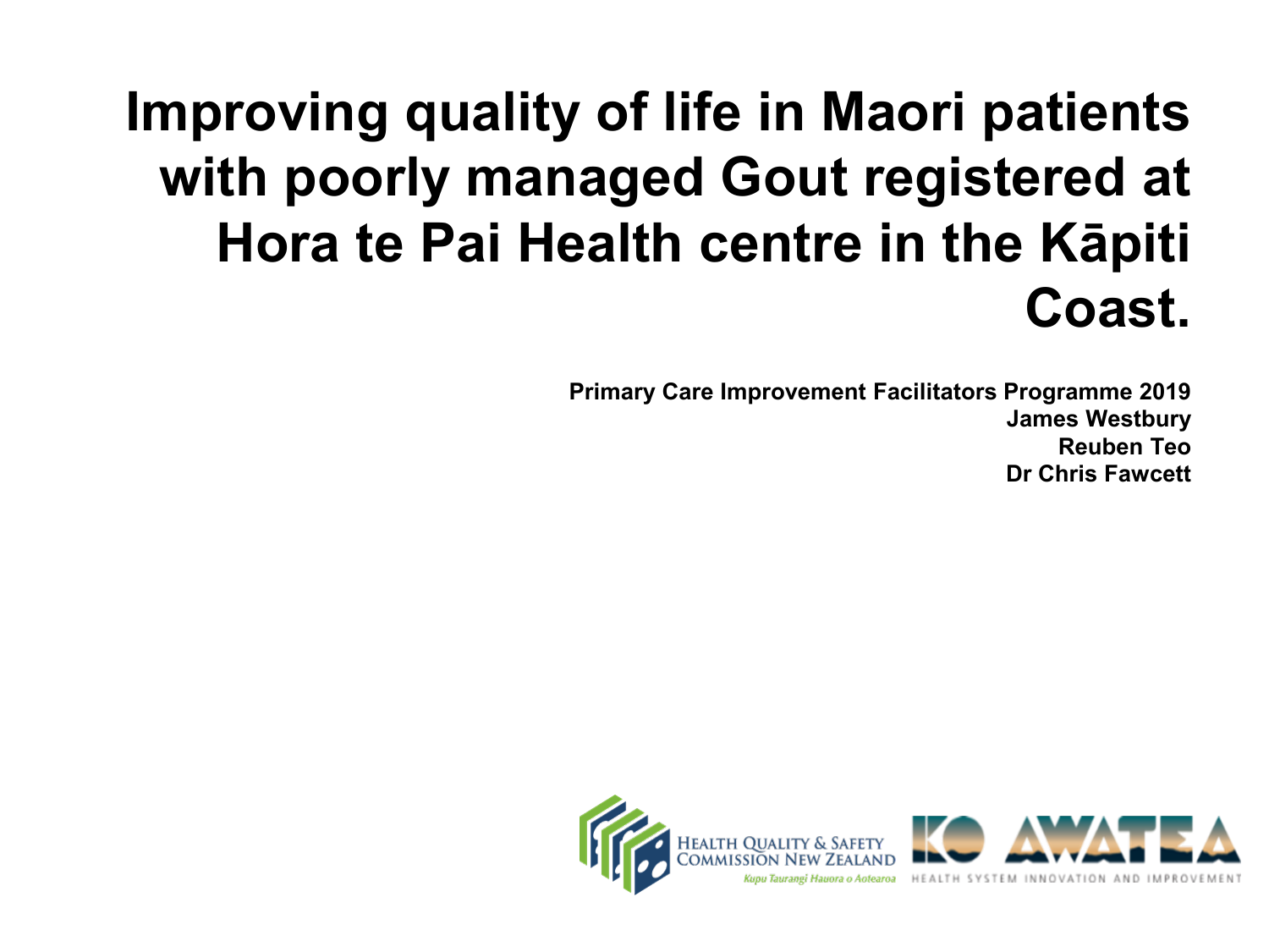# Improving quality of life in Maori patients with poorly managed Gout registered at Hora te Pai Health centre in the Kāpiti Coast.

**Primary Care Improvement Facilitators Programme 2019**
**James Westbury**
**Reuben Teo**
**Dr Chris Fawcett**

HEALTH QUALITY & SAFETY COMMISSION NEW ZEALAND
*Kupu Taurangi Hauora o Aotearoa*

KO AWATEA
HEALTH SYSTEM INNOVATION AND IMPROVEMENT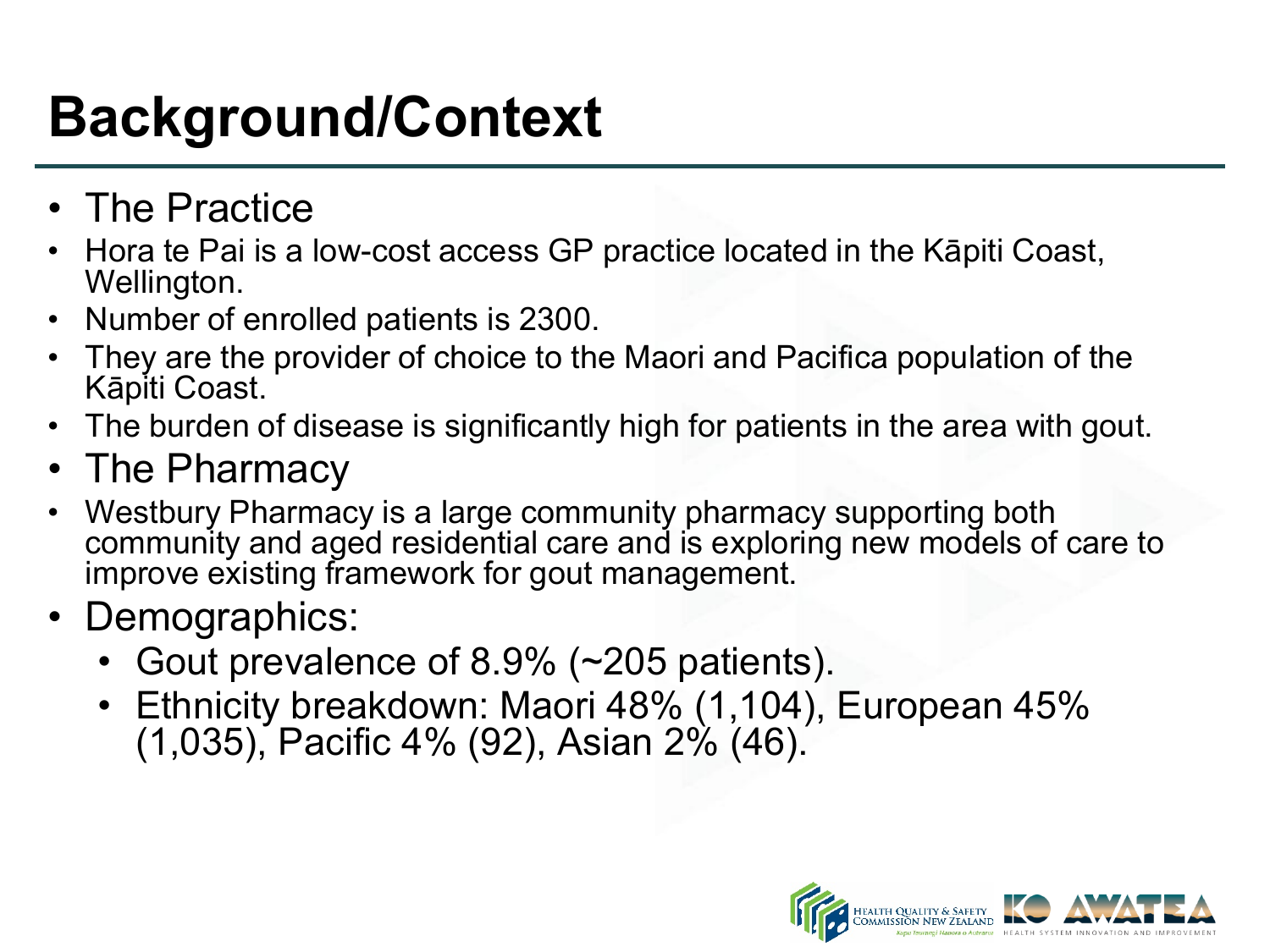# Background/Context

- The Practice
- Hora te Pai is a low-cost access GP practice located in the Kāpiti Coast, Wellington.
- Number of enrolled patients is 2300.
- They are the provider of choice to the Maori and Pacifica population of the Kāpiti Coast.
- The burden of disease is significantly high for patients in the area with gout.
- The Pharmacy
- Westbury Pharmacy is a large community pharmacy supporting both community and aged residential care and is exploring new models of care to improve existing framework for gout management.
- Demographics:
  - Gout prevalence of 8.9% (~205 patients).
  - Ethnicity breakdown: Maori 48% (1,104), European 45% (1,035), Pacific 4% (92), Asian 2% (46).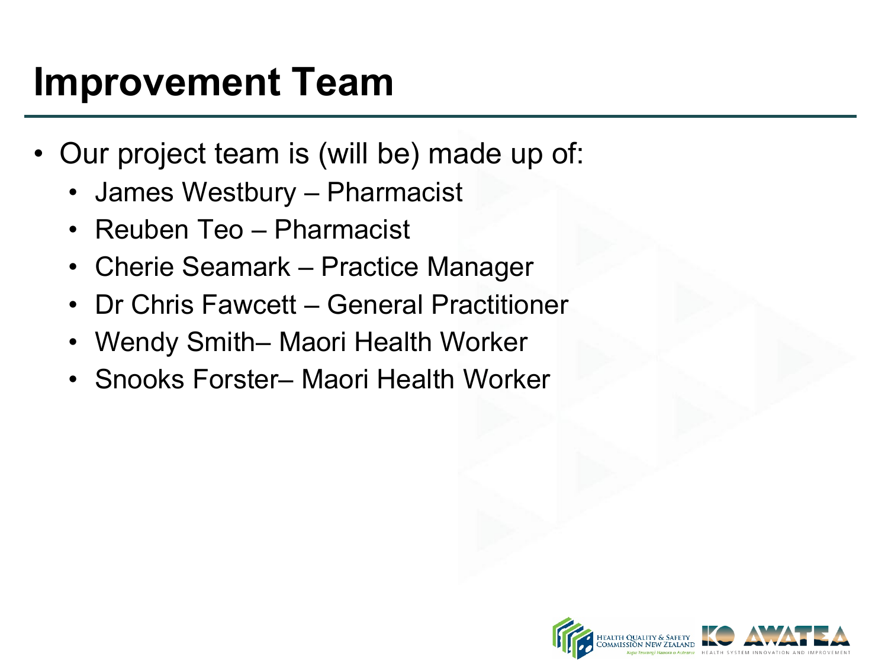# Improvement Team

- Our project team is (will be) made up of:
  - James Westbury – Pharmacist
  - Reuben Teo – Pharmacist
  - Cherie Seamark – Practice Manager
  - Dr Chris Fawcett – General Practitioner
  - Wendy Smith– Maori Health Worker
  - Snooks Forster– Maori Health Worker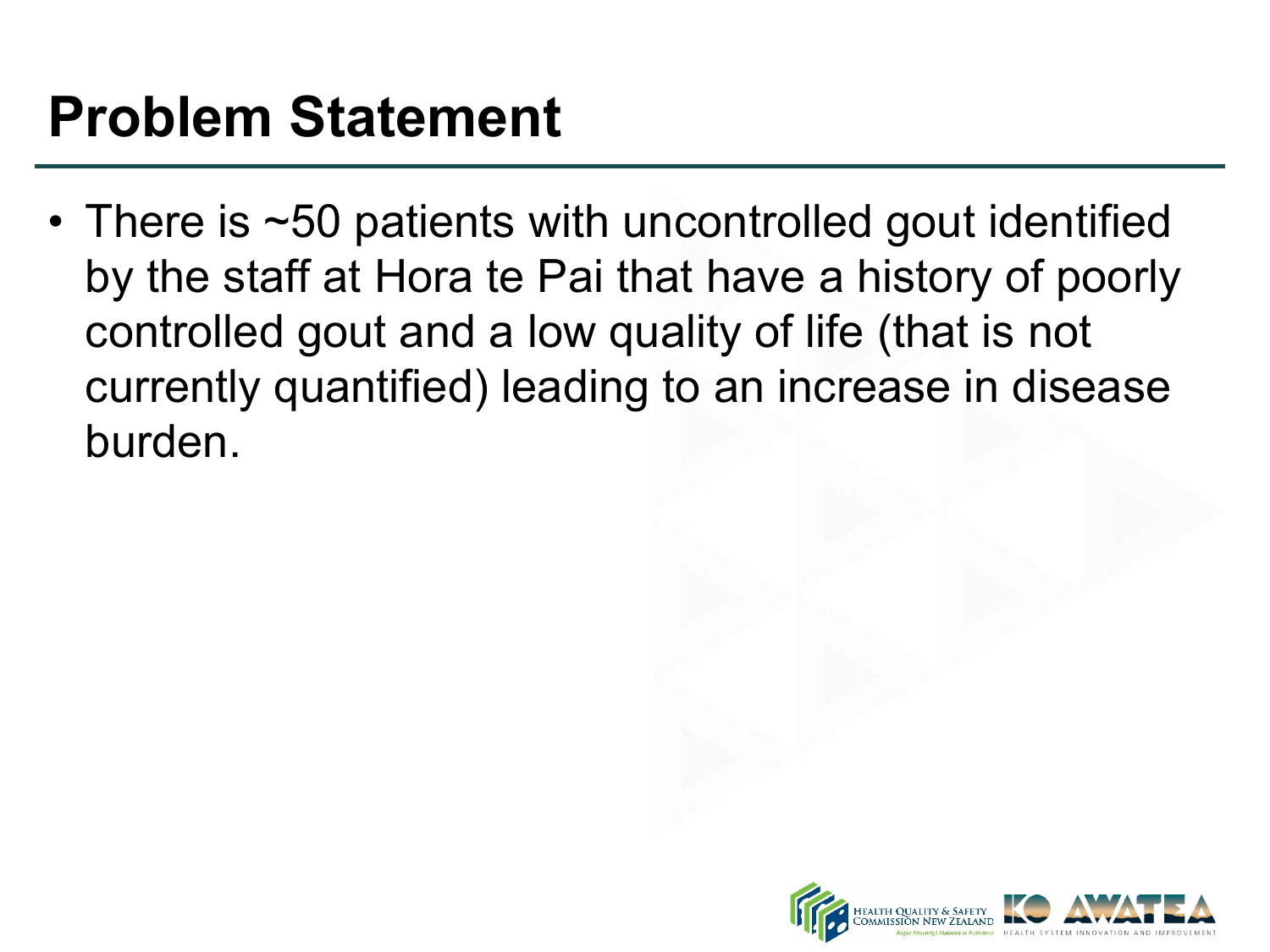# Problem Statement

- There is ~50 patients with uncontrolled gout identified by the staff at Hora te Pai that have a history of poorly controlled gout and a low quality of life (that is not currently quantified) leading to an increase in disease burden.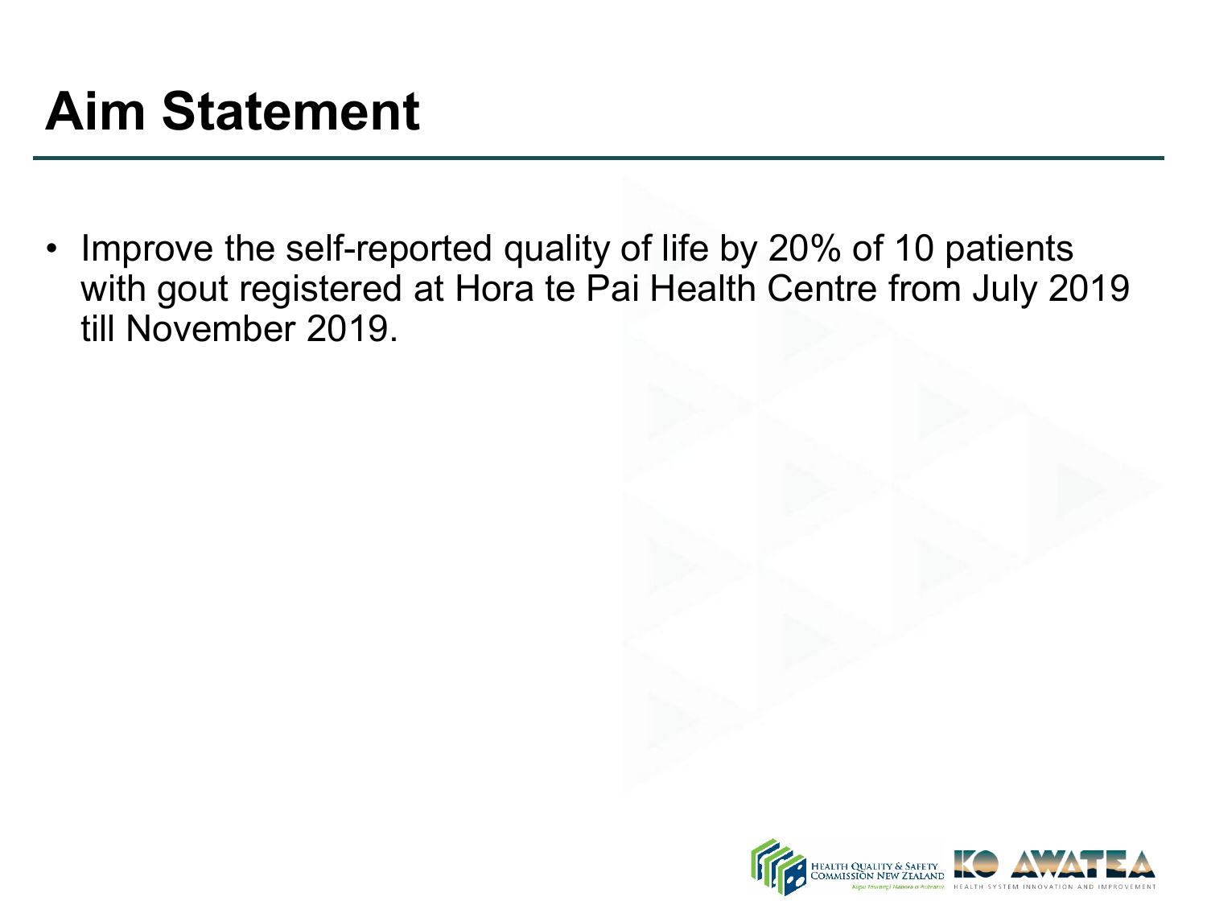# Aim Statement

- Improve the self-reported quality of life by 20% of 10 patients with gout registered at Hora te Pai Health Centre from July 2019 till November 2019.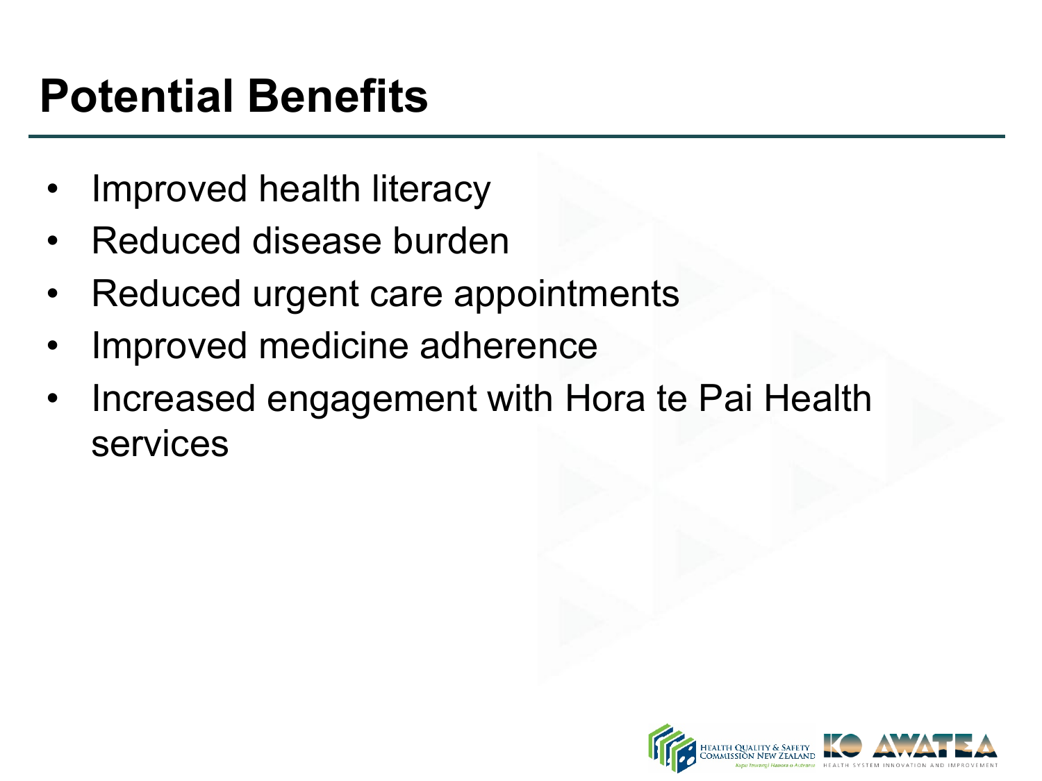# Potential Benefits

- Improved health literacy
- Reduced disease burden
- Reduced urgent care appointments
- Improved medicine adherence
- Increased engagement with Hora te Pai Health services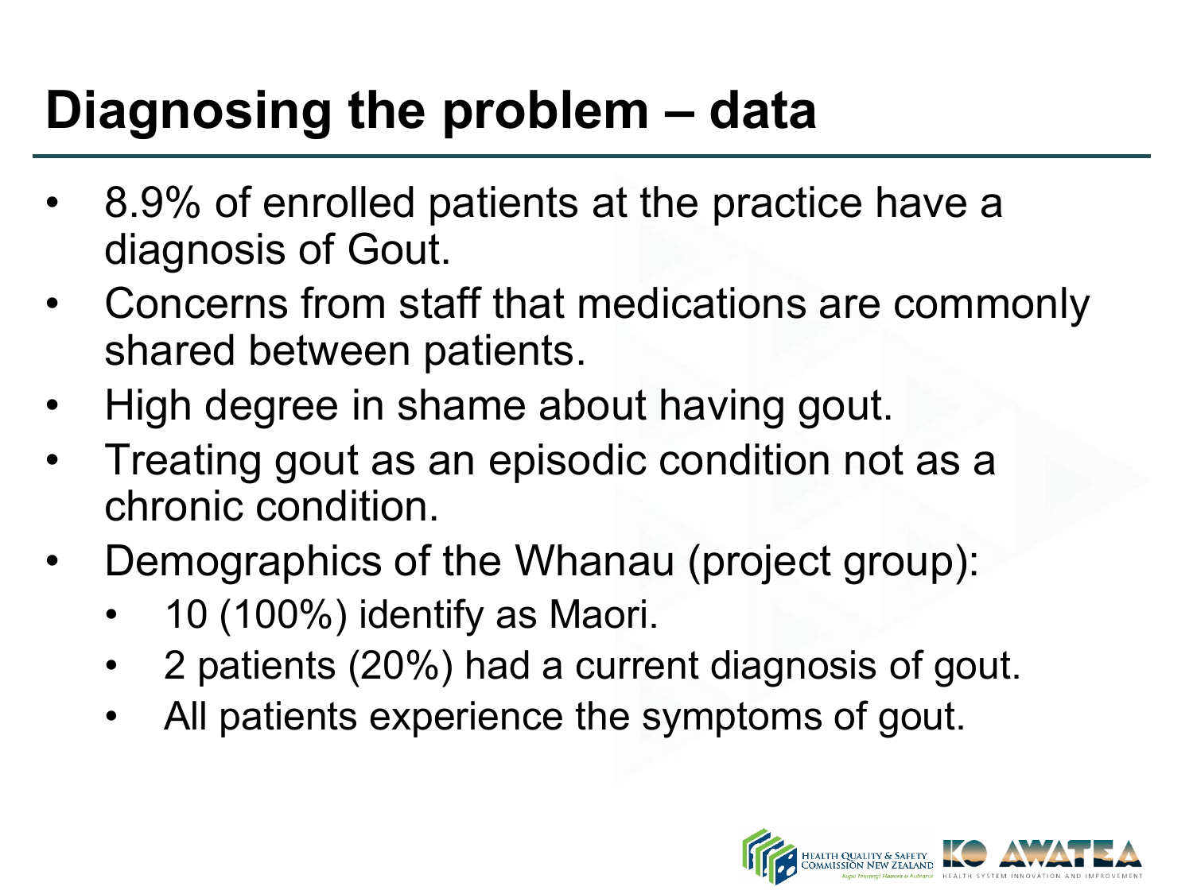# Diagnosing the problem – data

- 8.9% of enrolled patients at the practice have a diagnosis of Gout.
- Concerns from staff that medications are commonly shared between patients.
- High degree in shame about having gout.
- Treating gout as an episodic condition not as a chronic condition.
- Demographics of the Whanau (project group):
  - 10 (100%) identify as Maori.
  - 2 patients (20%) had a current diagnosis of gout.
  - All patients experience the symptoms of gout.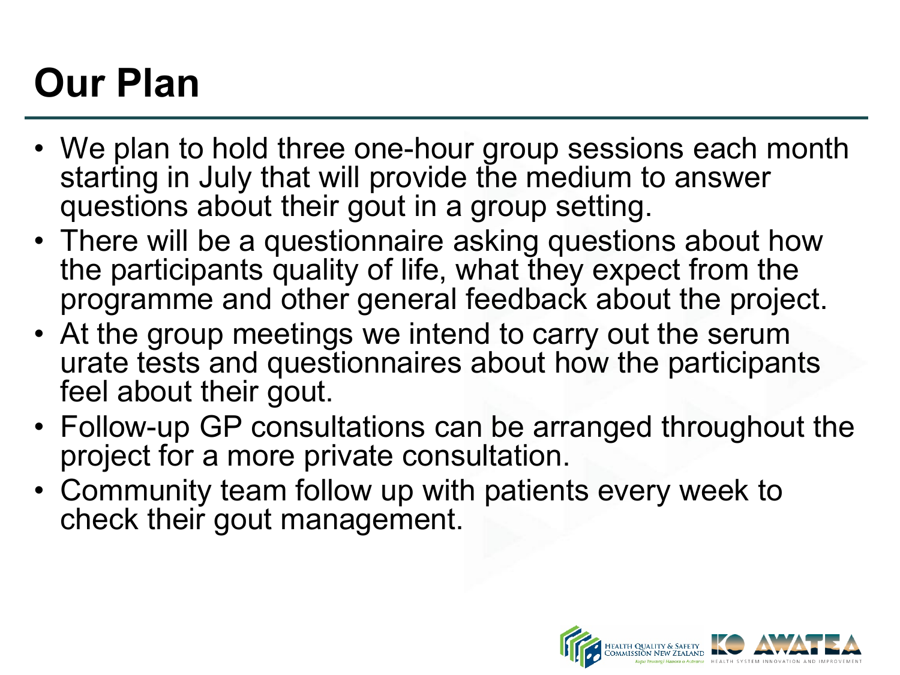# Our Plan

- We plan to hold three one-hour group sessions each month starting in July that will provide the medium to answer questions about their gout in a group setting.
- There will be a questionnaire asking questions about how the participants quality of life, what they expect from the programme and other general feedback about the project.
- At the group meetings we intend to carry out the serum urate tests and questionnaires about how the participants feel about their gout.
- Follow-up GP consultations can be arranged throughout the project for a more private consultation.
- Community team follow up with patients every week to check their gout management.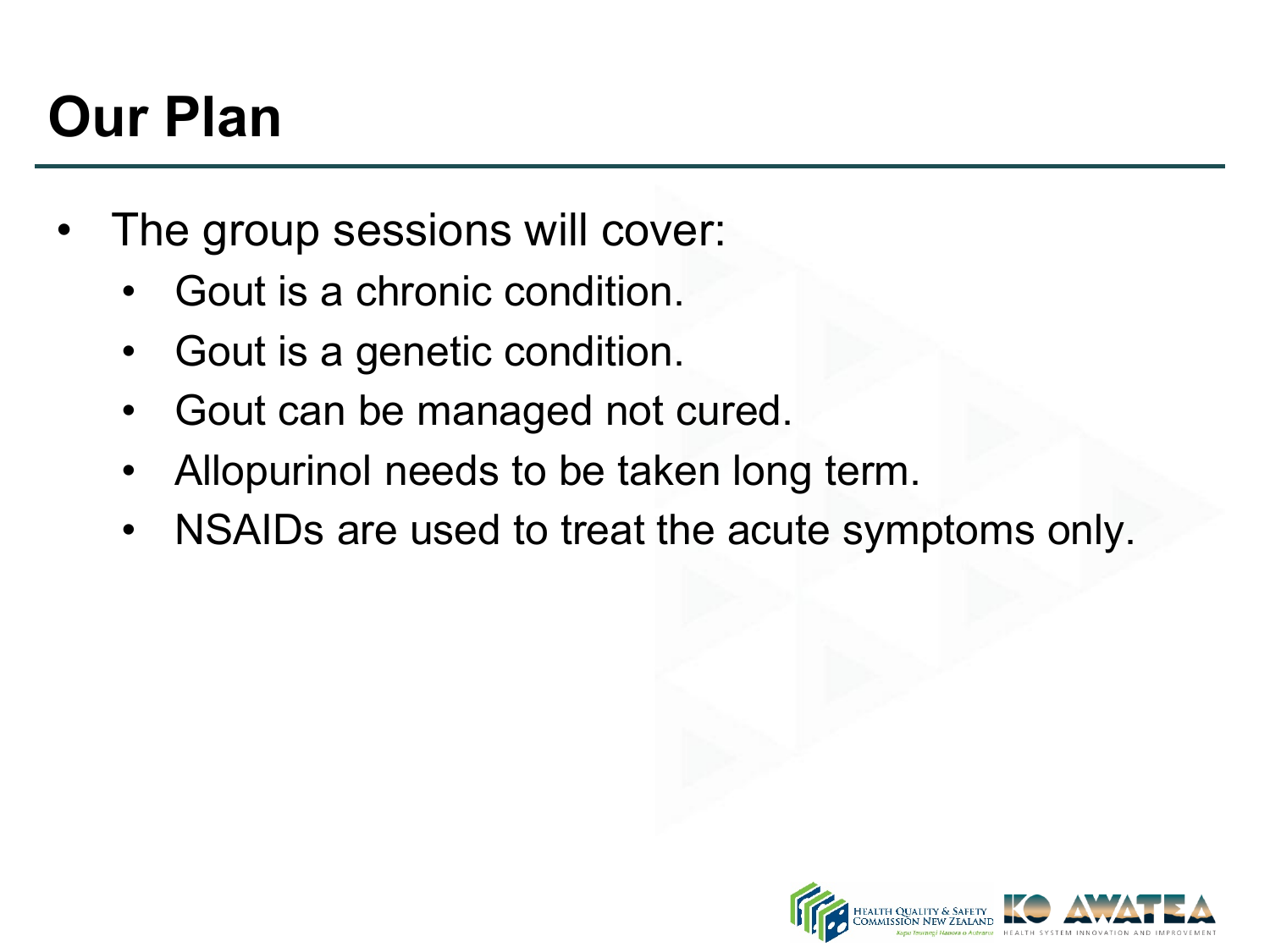# Our Plan

- The group sessions will cover:
  - Gout is a chronic condition.
  - Gout is a genetic condition.
  - Gout can be managed not cured.
  - Allopurinol needs to be taken long term.
  - NSAIDs are used to treat the acute symptoms only.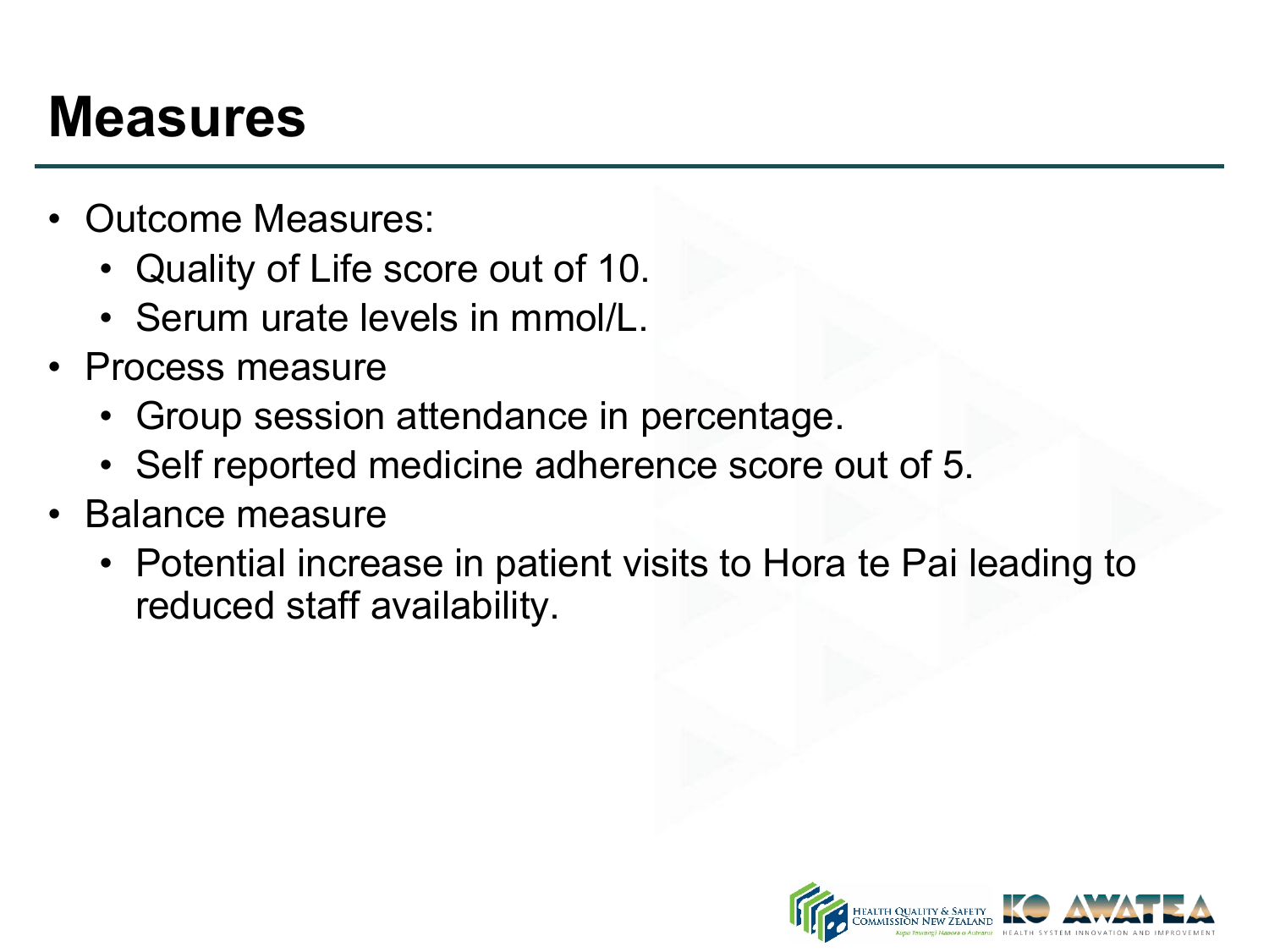# Measures

- Outcome Measures:
  - Quality of Life score out of 10.
  - Serum urate levels in mmol/L.
- Process measure
  - Group session attendance in percentage.
  - Self reported medicine adherence score out of 5.
- Balance measure
  - Potential increase in patient visits to Hora te Pai leading to reduced staff availability.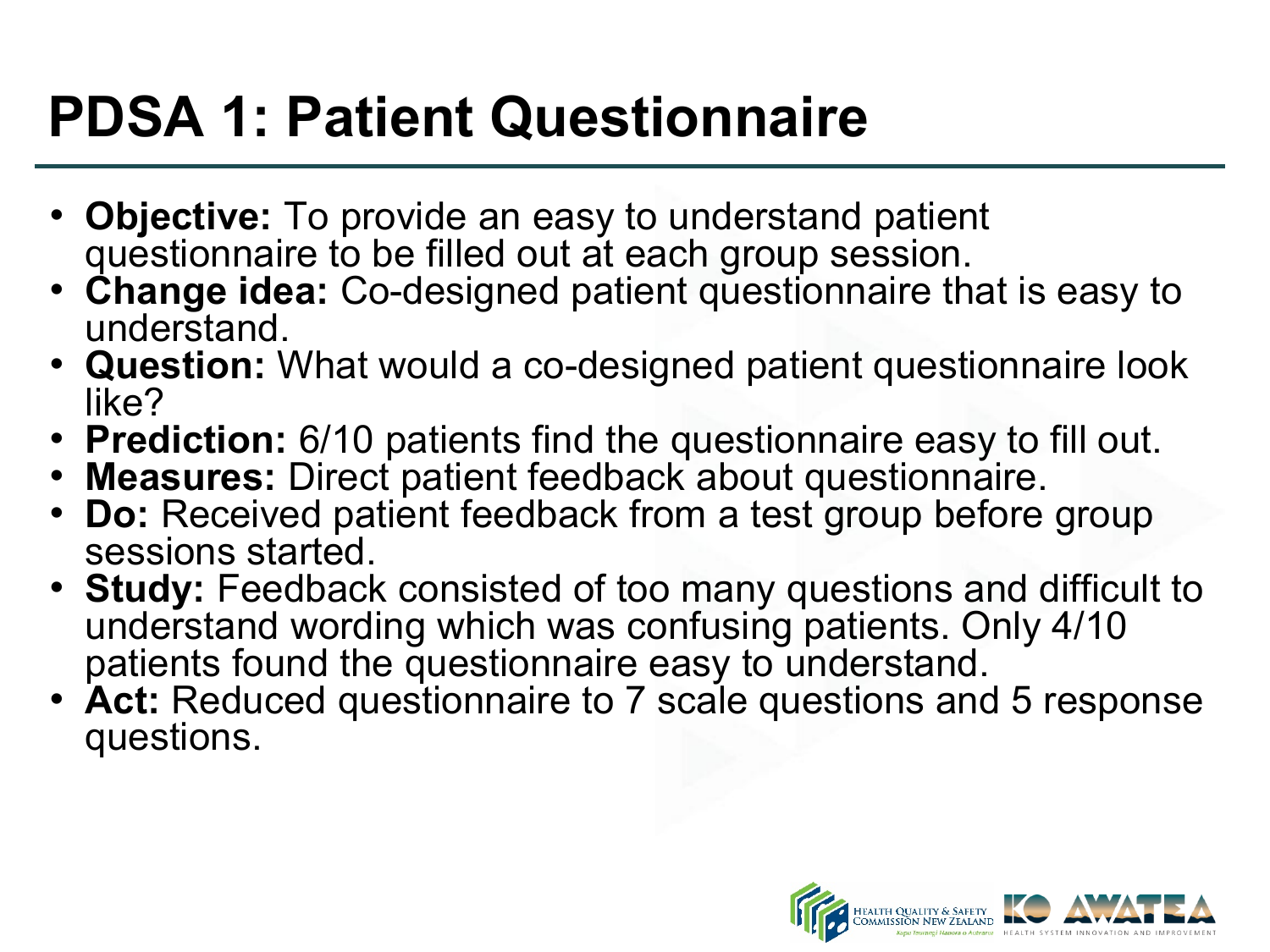# PDSA 1: Patient Questionnaire

- **Objective:** To provide an easy to understand patient questionnaire to be filled out at each group session.
- **Change idea:** Co-designed patient questionnaire that is easy to understand.
- **Question:** What would a co-designed patient questionnaire look like?
- **Prediction:** 6/10 patients find the questionnaire easy to fill out.
- **Measures:** Direct patient feedback about questionnaire.
- **Do:** Received patient feedback from a test group before group sessions started.
- **Study:** Feedback consisted of too many questions and difficult to understand wording which was confusing patients. Only 4/10 patients found the questionnaire easy to understand.
- **Act:** Reduced questionnaire to 7 scale questions and 5 response questions.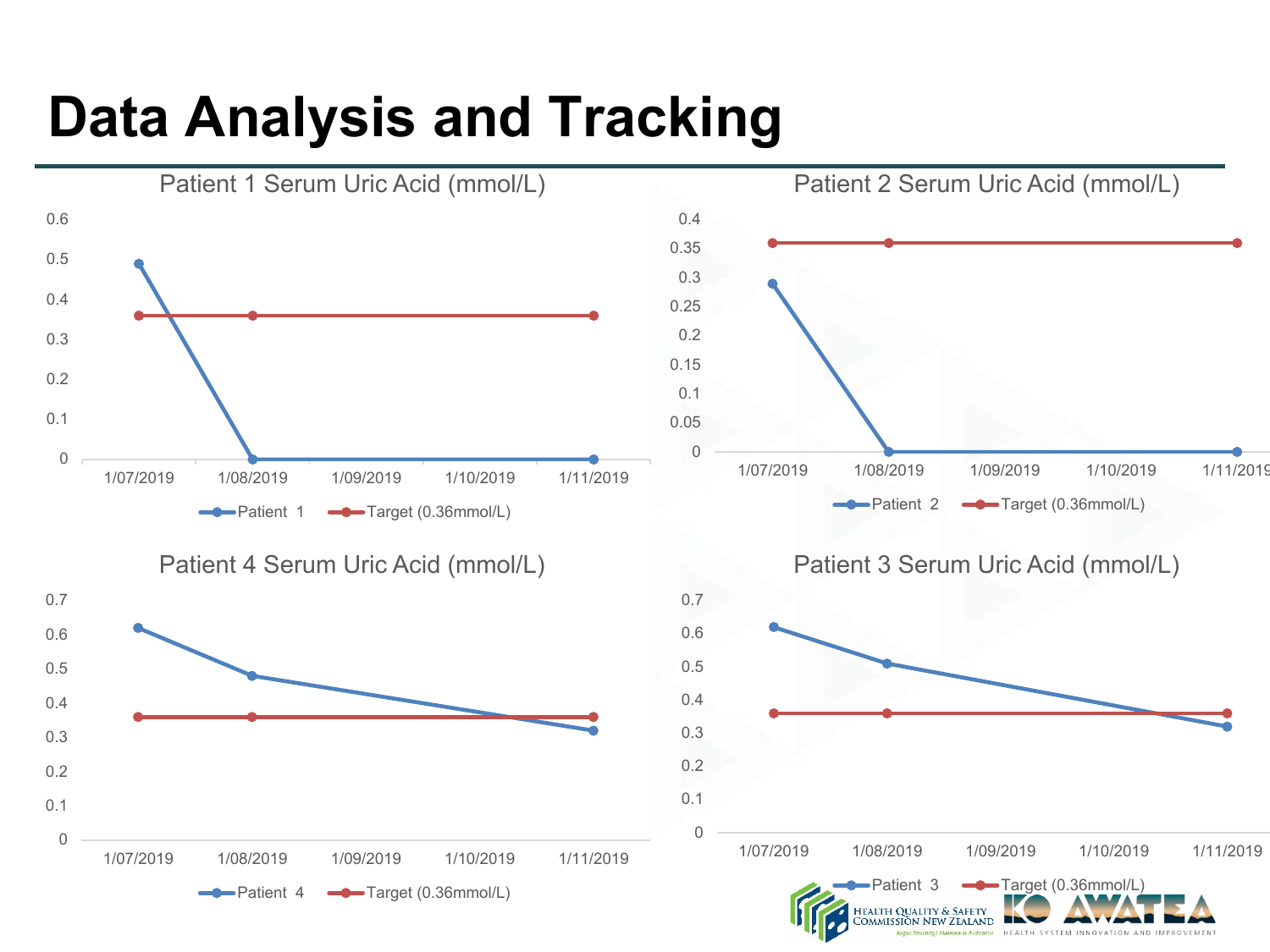# Data Analysis and Tracking

Patient 1 Serum Uric Acid (mmol/L)

Patient 2 Serum Uric Acid (mmol/L)

Patient 4 Serum Uric Acid (mmol/L)

Patient 3 Serum Uric Acid (mmol/L)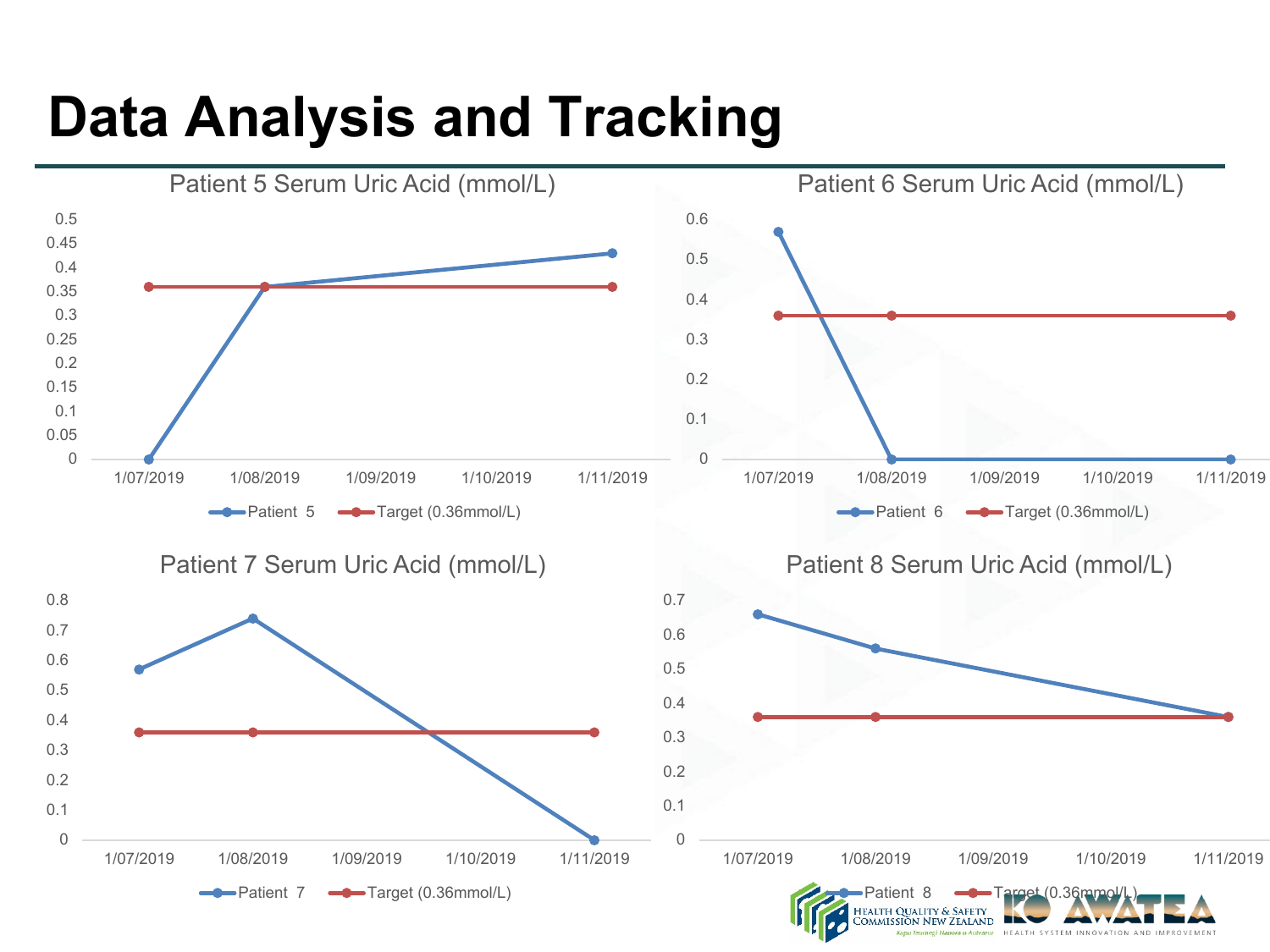# Data Analysis and Tracking

Patient 5 Serum Uric Acid (mmol/L)

| Date | Patient 5 | Target (0.36mmol/L) |
|---|---|---|
| 1/07/2019 | 0 | 0.36 |
| 1/08/2019 | 0.36 | 0.36 |
| 1/11/2019 | 0.43 | 0.36 |

Patient 6 Serum Uric Acid (mmol/L)

| Date | Patient 6 | Target (0.36mmol/L) |
|---|---|---|
| 1/07/2019 | 0.57 | 0.36 |
| 1/08/2019 | 0 | 0.36 |
| 1/11/2019 | 0 | 0.36 |

Patient 7 Serum Uric Acid (mmol/L)

| Date | Patient 7 | Target (0.36mmol/L) |
|---|---|---|
| 1/07/2019 | 0.57 | 0.36 |
| 1/08/2019 | 0.74 | 0.36 |
| 1/11/2019 | 0 | 0.36 |

Patient 8 Serum Uric Acid (mmol/L)

| Date | Patient 8 | Target (0.36mmol/L) |
|---|---|---|
| 1/07/2019 | 0.66 | 0.36 |
| 1/08/2019 | 0.56 | 0.36 |
| 1/11/2019 | 0.36 | 0.36 |

Health Quality & Safety Commission New Zealand — Kupu Taurangi Hauora o Aotearoa

KO AWATEA — Health System Innovation and Improvement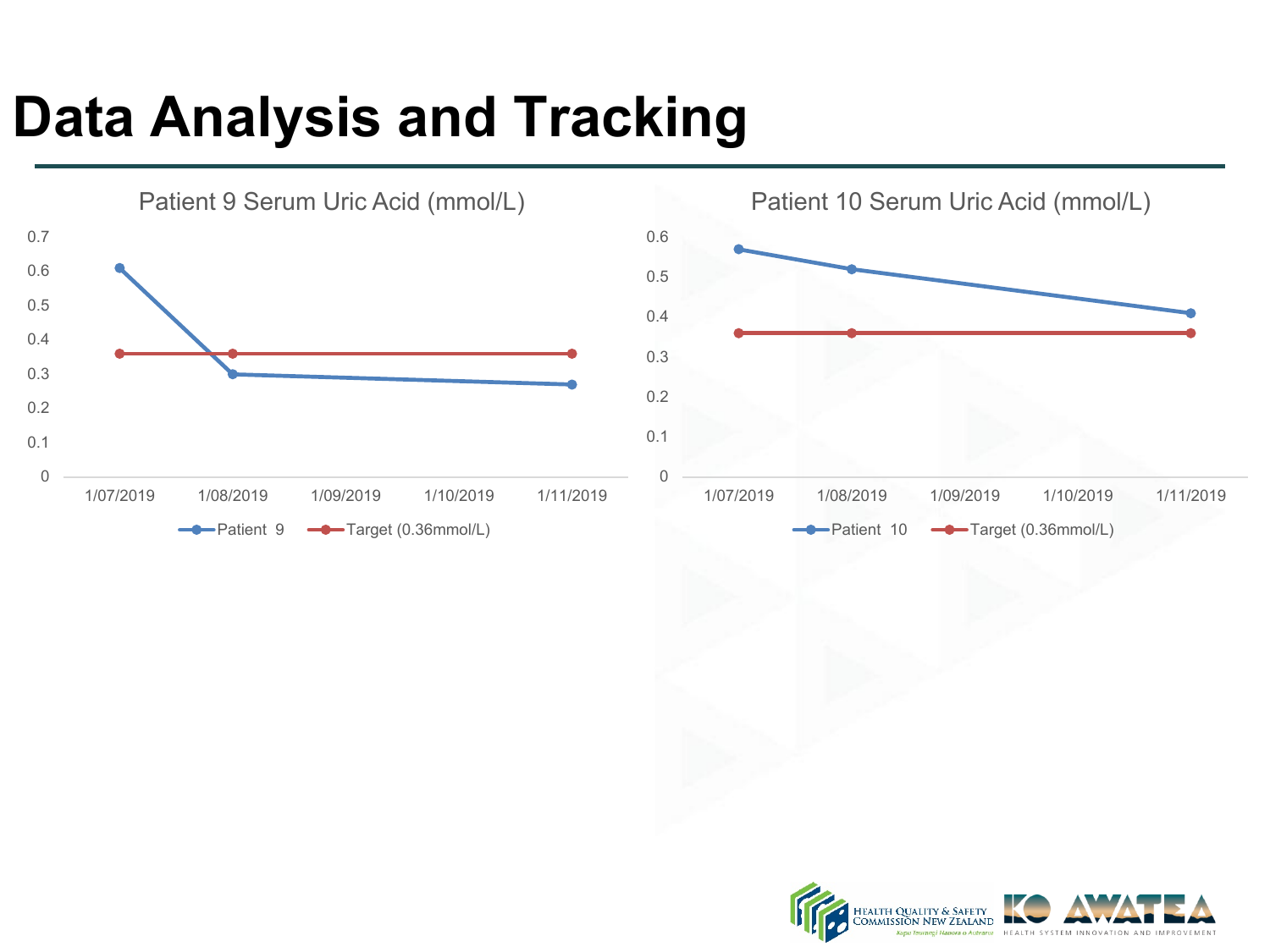# Data Analysis and Tracking

Patient 9 Serum Uric Acid (mmol/L)

0.7
0.6
0.5
0.4
0.3
0.2
0.1
0

1/07/2019 1/08/2019 1/09/2019 1/10/2019 1/11/2019

Patient 9 — Target (0.36mmol/L)

Patient 10 Serum Uric Acid (mmol/L)

0.6
0.5
0.4
0.3
0.2
0.1
0

1/07/2019 1/08/2019 1/09/2019 1/10/2019 1/11/2019

Patient 10 — Target (0.36mmol/L)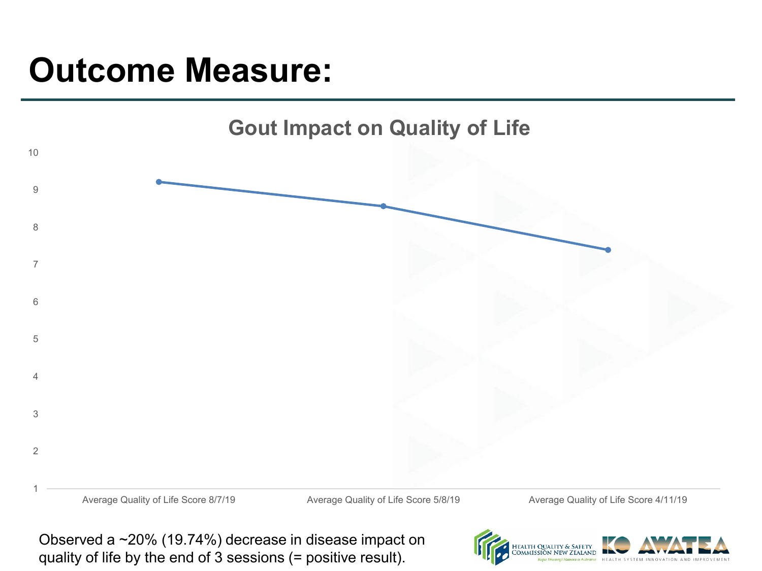# Outcome Measure:

## Gout Impact on Quality of Life

| | Average Quality of Life Score 8/7/19 | Average Quality of Life Score 5/8/19 | Average Quality of Life Score 4/11/19 |
|---|---|---|---|
| Score (approx.) | ~9.2 | ~8.6 | ~7.4 |

Observed a ~20% (19.74%) decrease in disease impact on quality of life by the end of 3 sessions (= positive result).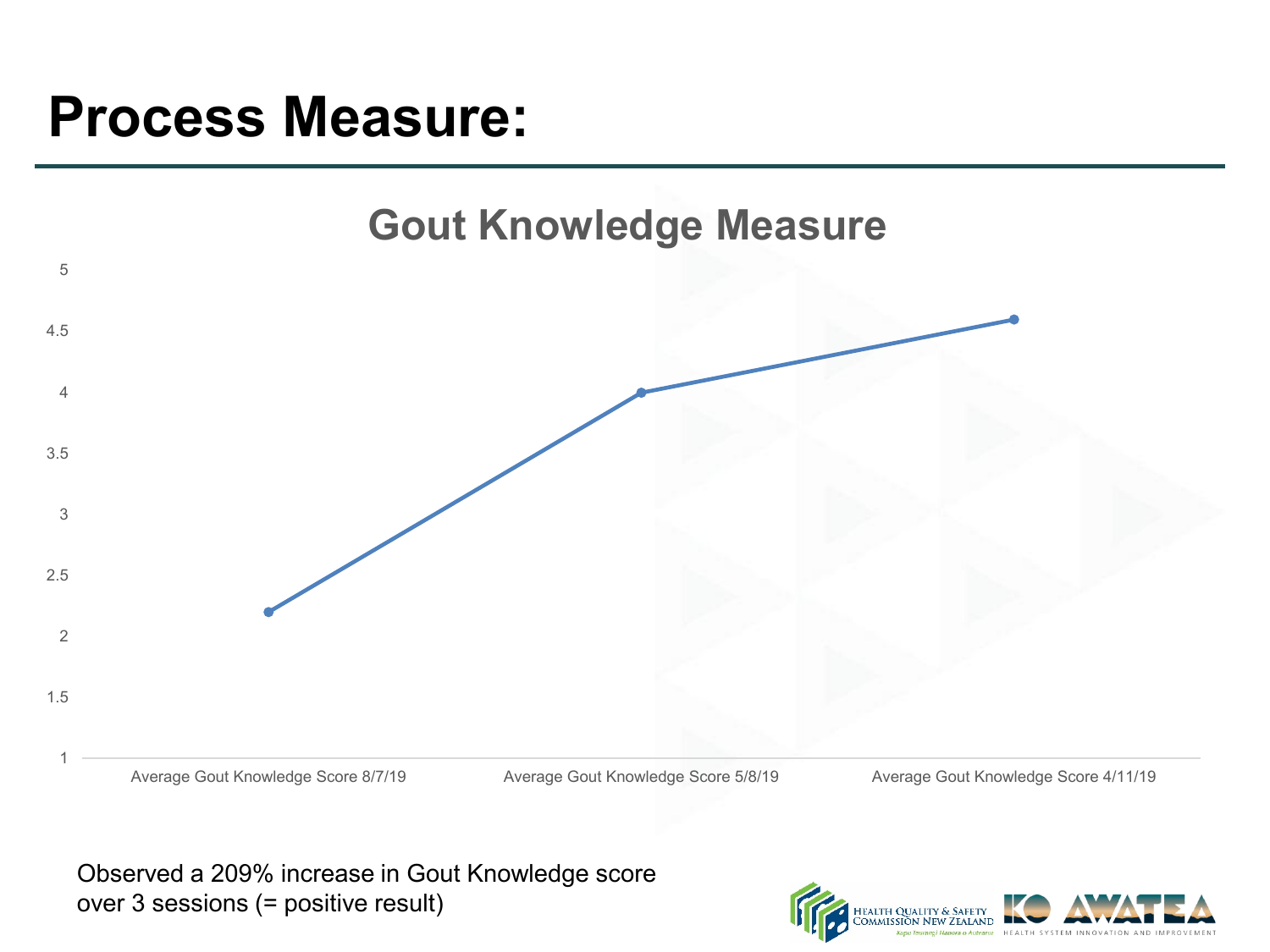# Process Measure:

## Gout Knowledge Measure

| | Average Gout Knowledge Score 8/7/19 | Average Gout Knowledge Score 5/8/19 | Average Gout Knowledge Score 4/11/19 |
|---|---|---|---|
| Score | 2.2 | 4 | 4.6 |

Observed a 209% increase in Gout Knowledge score over 3 sessions (= positive result)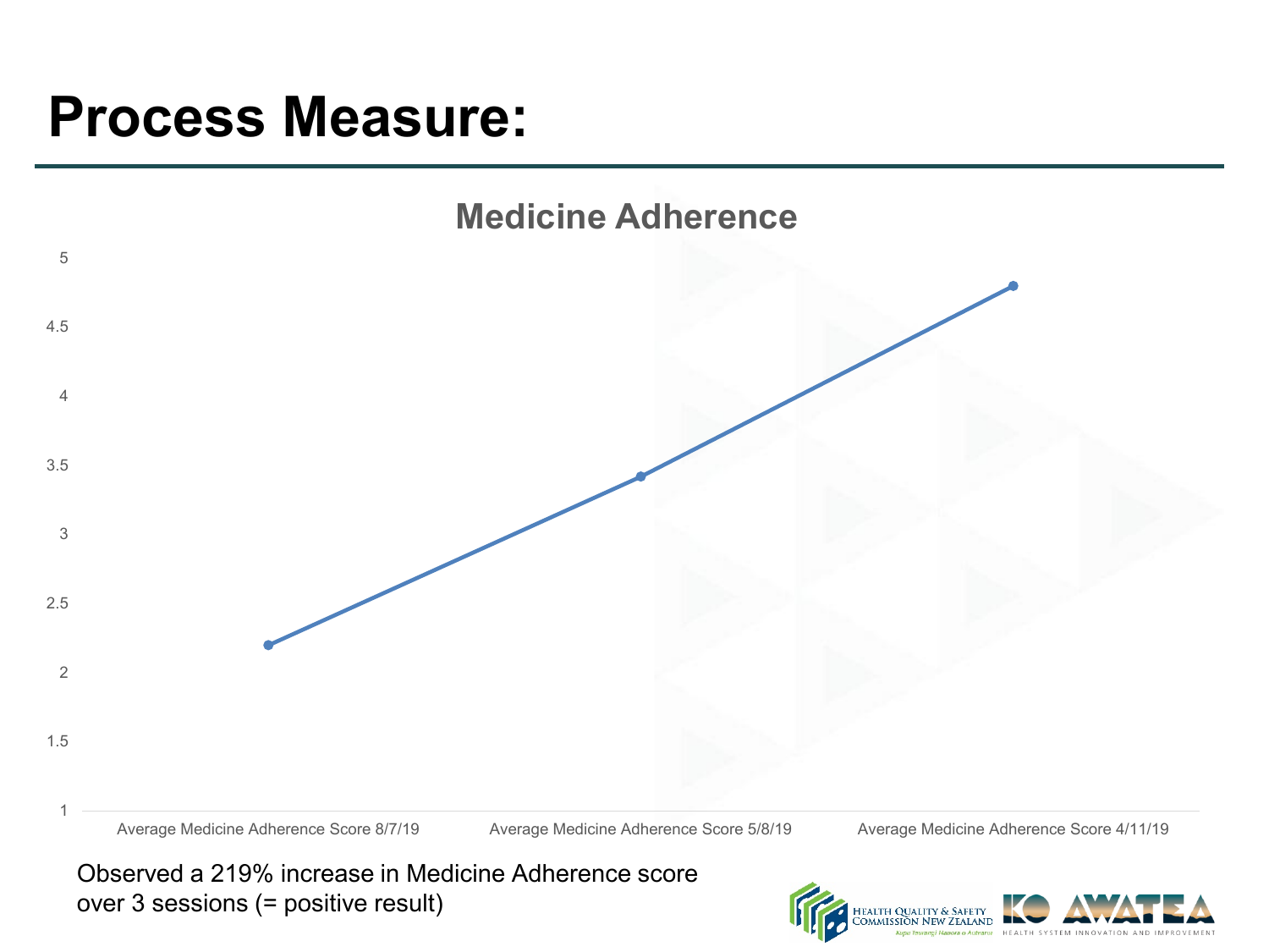# Process Measure:

## Medicine Adherence

| | Average Medicine Adherence Score 8/7/19 | Average Medicine Adherence Score 5/8/19 | Average Medicine Adherence Score 4/11/19 |
|---|---|---|---|
| Score (approx.) | 2.2 | 3.42 | 4.8 |

Observed a 219% increase in Medicine Adherence score over 3 sessions (= positive result)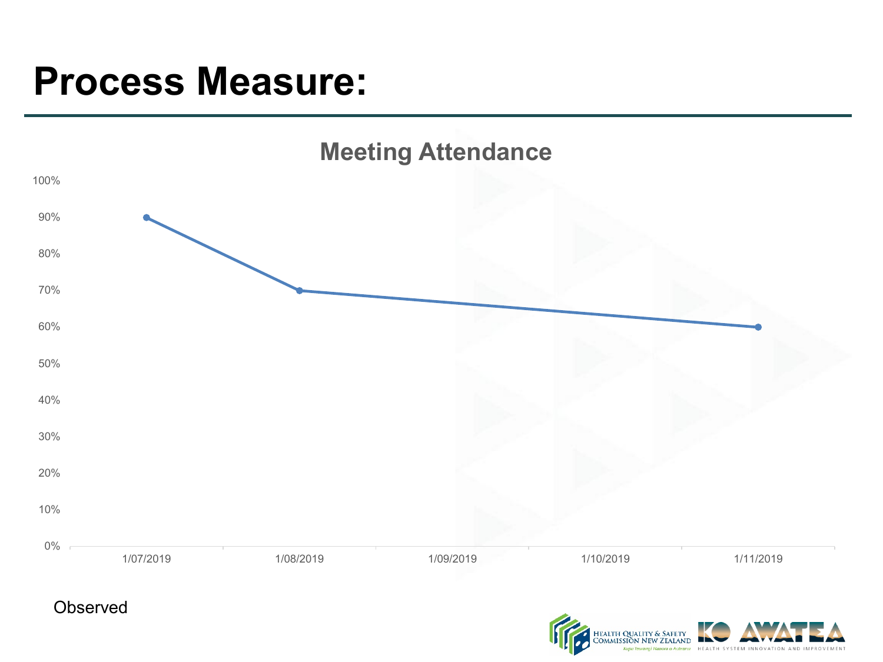# Process Measure:

**Meeting Attendance**

| Date | Meeting Attendance |
| --- | --- |
| 1/07/2019 | 90% |
| 1/08/2019 | 70% |
| 1/09/2019 | |
| 1/10/2019 | |
| 1/11/2019 | 60% |

Observed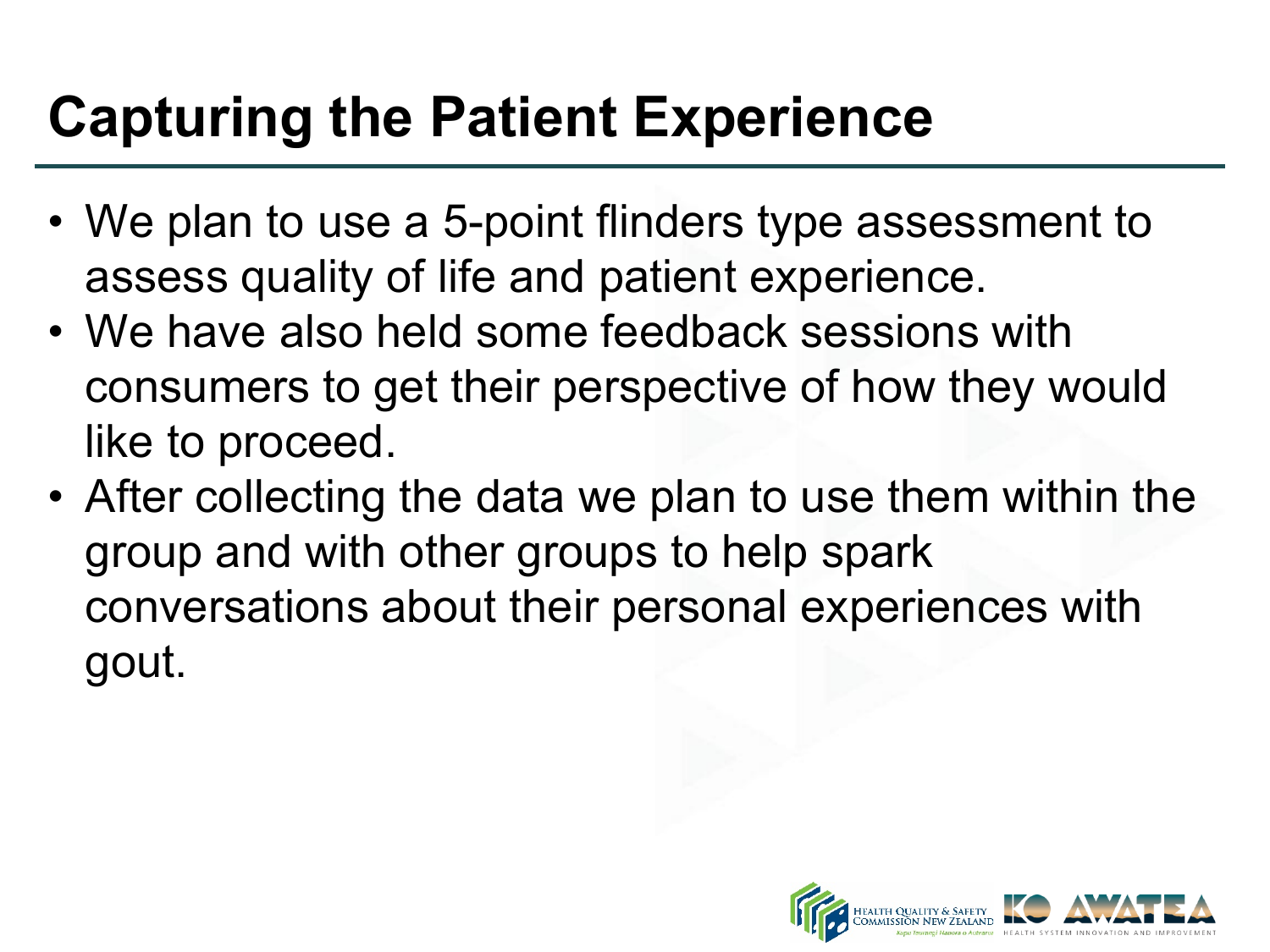# Capturing the Patient Experience

- We plan to use a 5-point flinders type assessment to assess quality of life and patient experience.
- We have also held some feedback sessions with consumers to get their perspective of how they would like to proceed.
- After collecting the data we plan to use them within the group and with other groups to help spark conversations about their personal experiences with gout.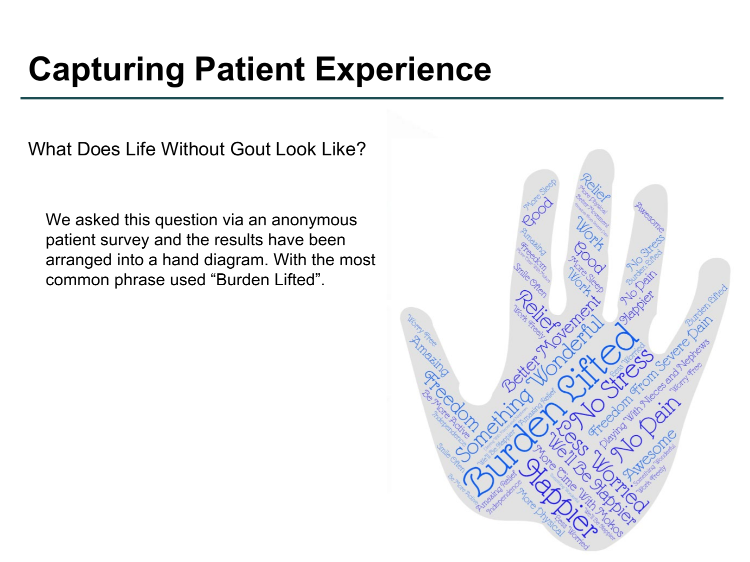# Capturing Patient Experience

What Does Life Without Gout Look Like?

We asked this question via an anonymous patient survey and the results have been arranged into a hand diagram. With the most common phrase used “Burden Lifted”.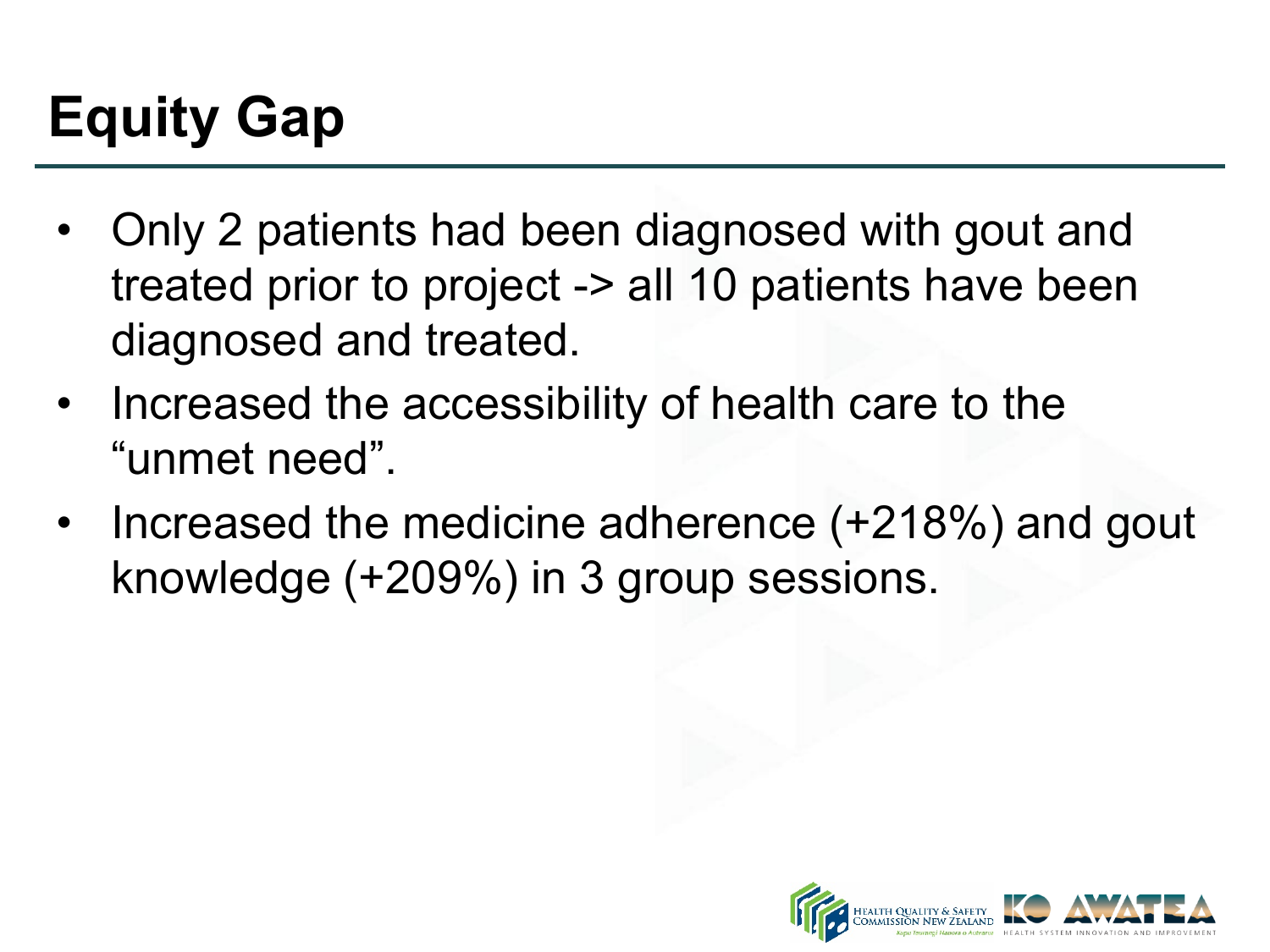# Equity Gap

- Only 2 patients had been diagnosed with gout and treated prior to project -> all 10 patients have been diagnosed and treated.
- Increased the accessibility of health care to the "unmet need".
- Increased the medicine adherence (+218%) and gout knowledge (+209%) in 3 group sessions.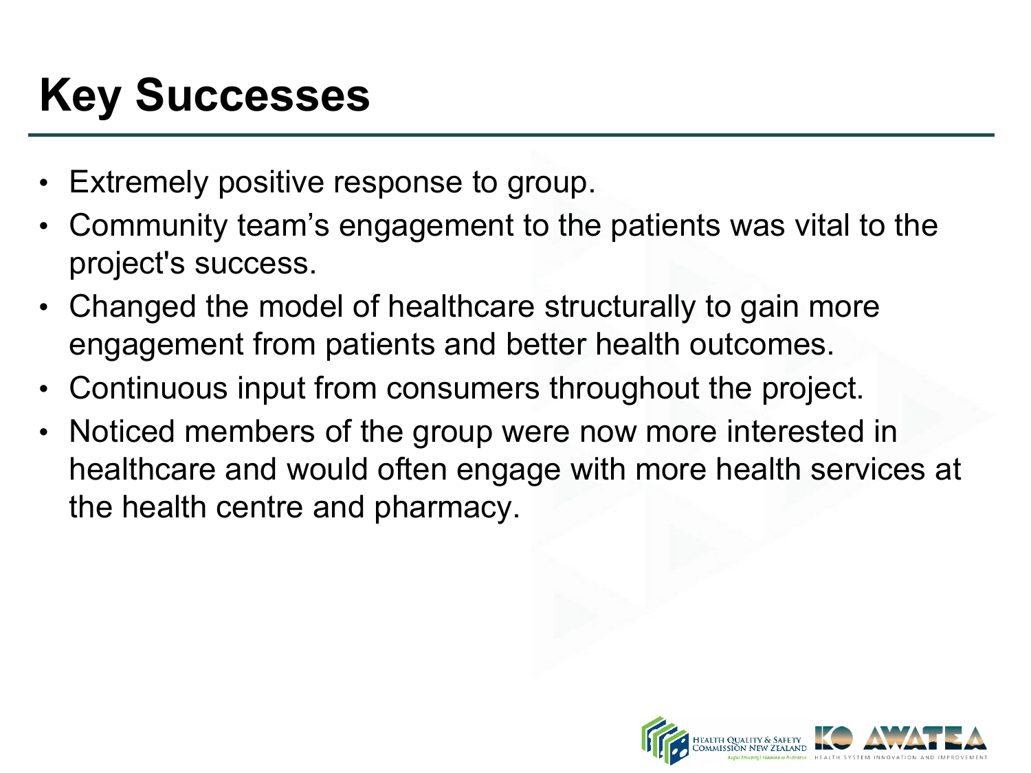# Key Successes

- Extremely positive response to group.
- Community team's engagement to the patients was vital to the project's success.
- Changed the model of healthcare structurally to gain more engagement from patients and better health outcomes.
- Continuous input from consumers throughout the project.
- Noticed members of the group were now more interested in healthcare and would often engage with more health services at the health centre and pharmacy.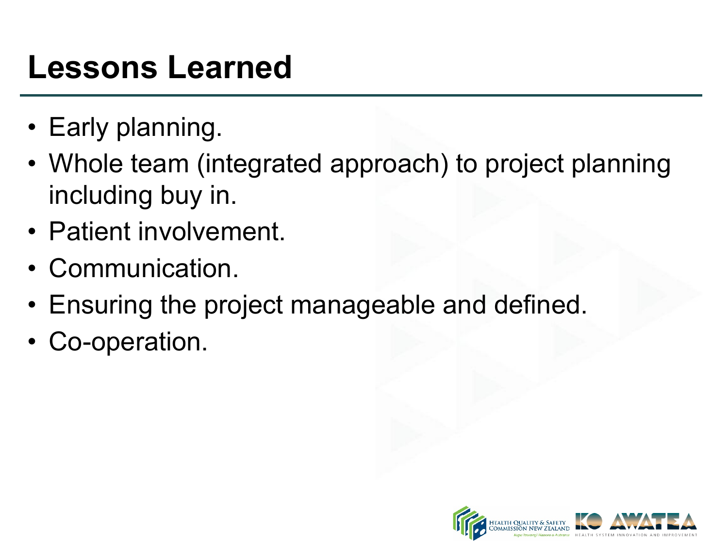# Lessons Learned

- Early planning.
- Whole team (integrated approach) to project planning including buy in.
- Patient involvement.
- Communication.
- Ensuring the project manageable and defined.
- Co-operation.